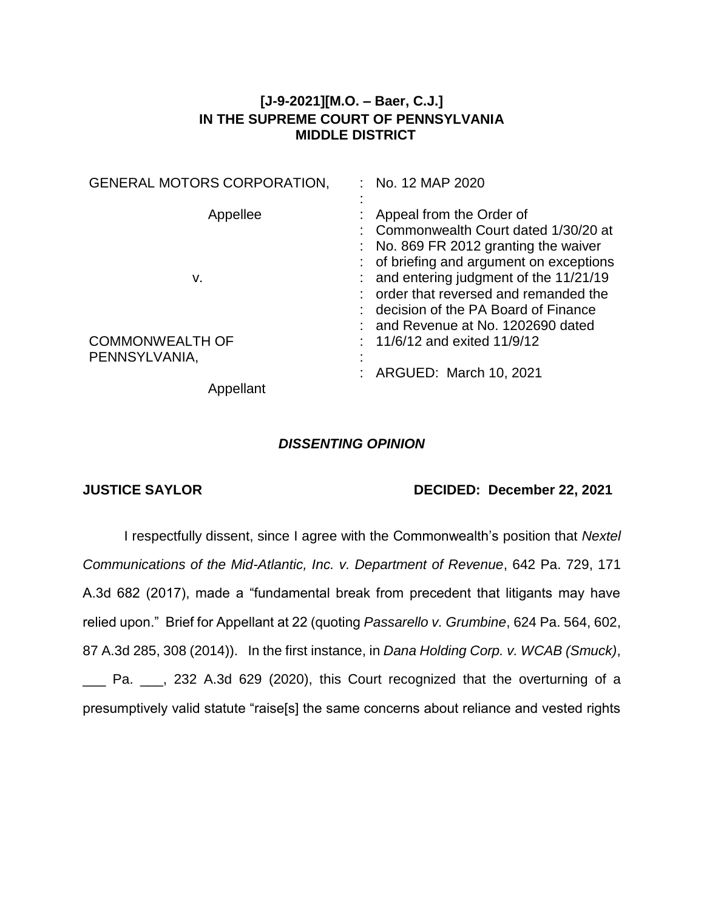**[J-9-2021][M.O. – Baer, C.J.]**
**IN THE SUPREME COURT OF PENNSYLVANIA**
**MIDDLE DISTRICT**

| | | |
|---|---|---|
| GENERAL MOTORS CORPORATION, | : | No. 12 MAP 2020 |
| Appellee | : | Appeal from the Order of Commonwealth Court dated 1/30/20 at No. 869 FR 2012 granting the waiver of briefing and argument on exceptions and entering judgment of the 11/21/19 order that reversed and remanded the decision of the PA Board of Finance and Revenue at No. 1202690 dated 11/6/12 and exited 11/9/12 |
| v. | : | |
| COMMONWEALTH OF PENNSYLVANIA, | : | ARGUED: March 10, 2021 |
| Appellant | | |

***DISSENTING OPINION***

**JUSTICE SAYLOR** **DECIDED: December 22, 2021**

I respectfully dissent, since I agree with the Commonwealth's position that *Nextel Communications of the Mid-Atlantic, Inc. v. Department of Revenue*, 642 Pa. 729, 171 A.3d 682 (2017), made a "fundamental break from precedent that litigants may have relied upon." Brief for Appellant at 22 (quoting *Passarello v. Grumbine*, 624 Pa. 564, 602, 87 A.3d 285, 308 (2014)). In the first instance, in *Dana Holding Corp. v. WCAB (Smuck)*, ___ Pa. ___, 232 A.3d 629 (2020), this Court recognized that the overturning of a presumptively valid statute "raise[s] the same concerns about reliance and vested rights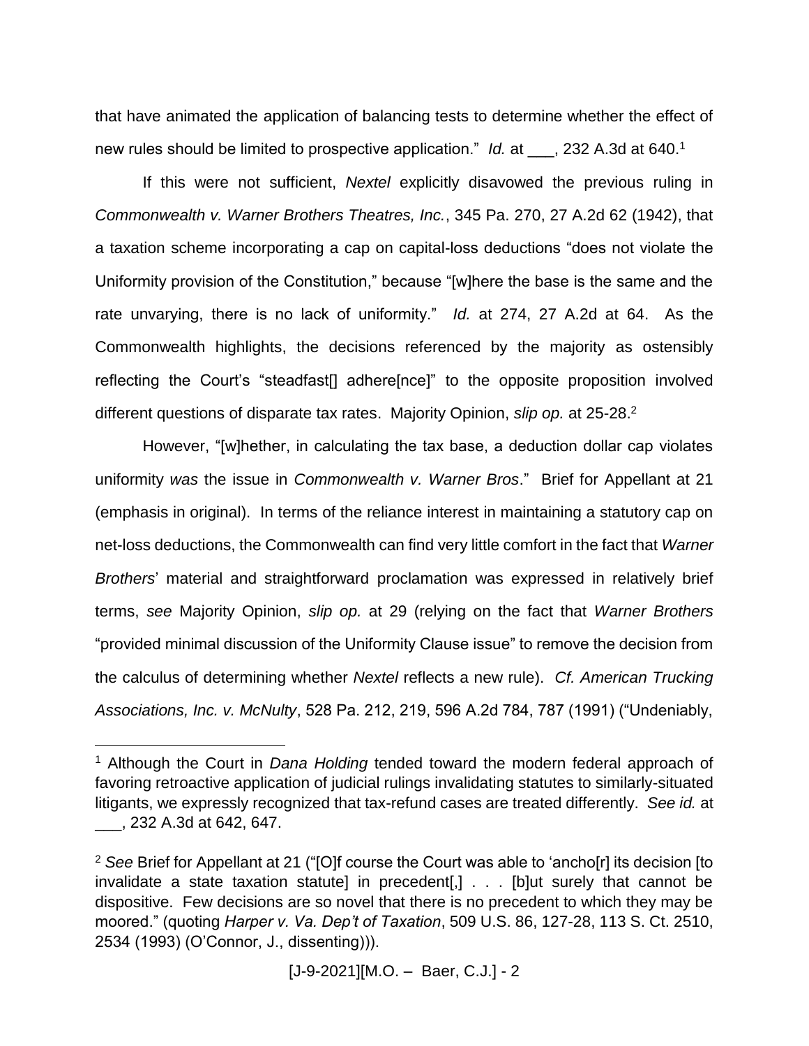that have animated the application of balancing tests to determine whether the effect of new rules should be limited to prospective application." *Id.* at ___, 232 A.3d at 640.[1]

If this were not sufficient, *Nextel* explicitly disavowed the previous ruling in *Commonwealth v. Warner Brothers Theatres, Inc.*, 345 Pa. 270, 27 A.2d 62 (1942), that a taxation scheme incorporating a cap on capital-loss deductions "does not violate the Uniformity provision of the Constitution," because "[w]here the base is the same and the rate unvarying, there is no lack of uniformity." *Id.* at 274, 27 A.2d at 64. As the Commonwealth highlights, the decisions referenced by the majority as ostensibly reflecting the Court's "steadfast[] adhere[nce]" to the opposite proposition involved different questions of disparate tax rates. Majority Opinion, *slip op.* at 25-28.[2]

However, "[w]hether, in calculating the tax base, a deduction dollar cap violates uniformity *was* the issue in *Commonwealth v. Warner Bros*." Brief for Appellant at 21 (emphasis in original). In terms of the reliance interest in maintaining a statutory cap on net-loss deductions, the Commonwealth can find very little comfort in the fact that *Warner Brothers*' material and straightforward proclamation was expressed in relatively brief terms, *see* Majority Opinion, *slip op.* at 29 (relying on the fact that *Warner Brothers* "provided minimal discussion of the Uniformity Clause issue" to remove the decision from the calculus of determining whether *Nextel* reflects a new rule). *Cf. American Trucking Associations, Inc. v. McNulty*, 528 Pa. 212, 219, 596 A.2d 784, 787 (1991) ("Undeniably,

---

[1] Although the Court in *Dana Holding* tended toward the modern federal approach of favoring retroactive application of judicial rulings invalidating statutes to similarly-situated litigants, we expressly recognized that tax-refund cases are treated differently. *See id.* at ___, 232 A.3d at 642, 647.

[2] *See* Brief for Appellant at 21 ("[O]f course the Court was able to 'ancho[r] its decision [to invalidate a state taxation statute] in precedent[,] . . . [b]ut surely that cannot be dispositive. Few decisions are so novel that there is no precedent to which they may be moored." (quoting *Harper v. Va. Dep't of Taxation*, 509 U.S. 86, 127-28, 113 S. Ct. 2510, 2534 (1993) (O'Connor, J., dissenting))).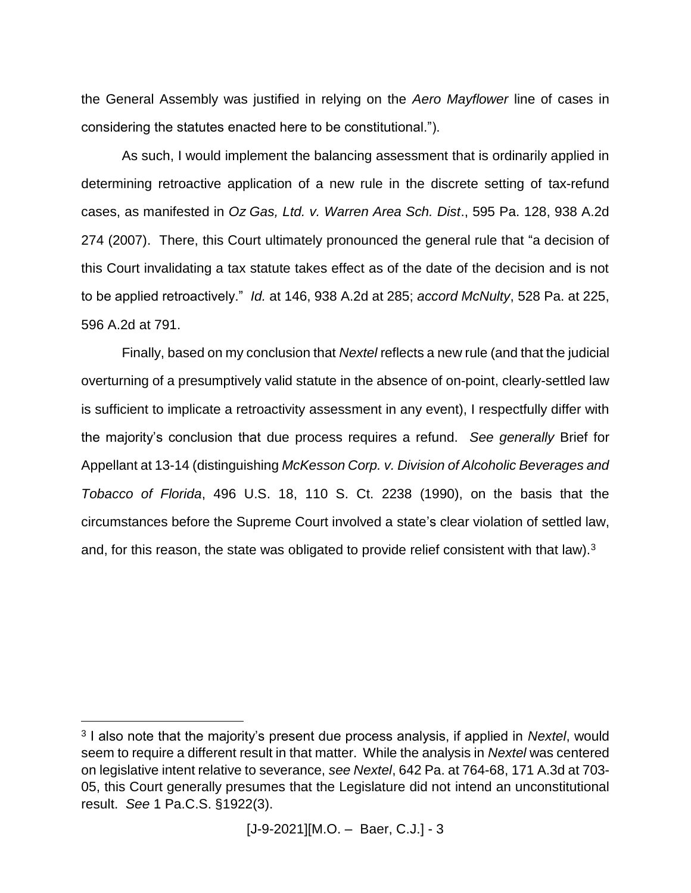the General Assembly was justified in relying on the *Aero Mayflower* line of cases in considering the statutes enacted here to be constitutional.").

As such, I would implement the balancing assessment that is ordinarily applied in determining retroactive application of a new rule in the discrete setting of tax-refund cases, as manifested in *Oz Gas, Ltd. v. Warren Area Sch. Dist*., 595 Pa. 128, 938 A.2d 274 (2007). There, this Court ultimately pronounced the general rule that "a decision of this Court invalidating a tax statute takes effect as of the date of the decision and is not to be applied retroactively." *Id.* at 146, 938 A.2d at 285; *accord McNulty*, 528 Pa. at 225, 596 A.2d at 791.

Finally, based on my conclusion that *Nextel* reflects a new rule (and that the judicial overturning of a presumptively valid statute in the absence of on-point, clearly-settled law is sufficient to implicate a retroactivity assessment in any event), I respectfully differ with the majority's conclusion that due process requires a refund. *See generally* Brief for Appellant at 13-14 (distinguishing *McKesson Corp. v. Division of Alcoholic Beverages and Tobacco of Florida*, 496 U.S. 18, 110 S. Ct. 2238 (1990), on the basis that the circumstances before the Supreme Court involved a state's clear violation of settled law, and, for this reason, the state was obligated to provide relief consistent with that law).[3]

[3] I also note that the majority's present due process analysis, if applied in *Nextel*, would seem to require a different result in that matter. While the analysis in *Nextel* was centered on legislative intent relative to severance, *see Nextel*, 642 Pa. at 764-68, 171 A.3d at 703-05, this Court generally presumes that the Legislature did not intend an unconstitutional result. *See* 1 Pa.C.S. §1922(3).